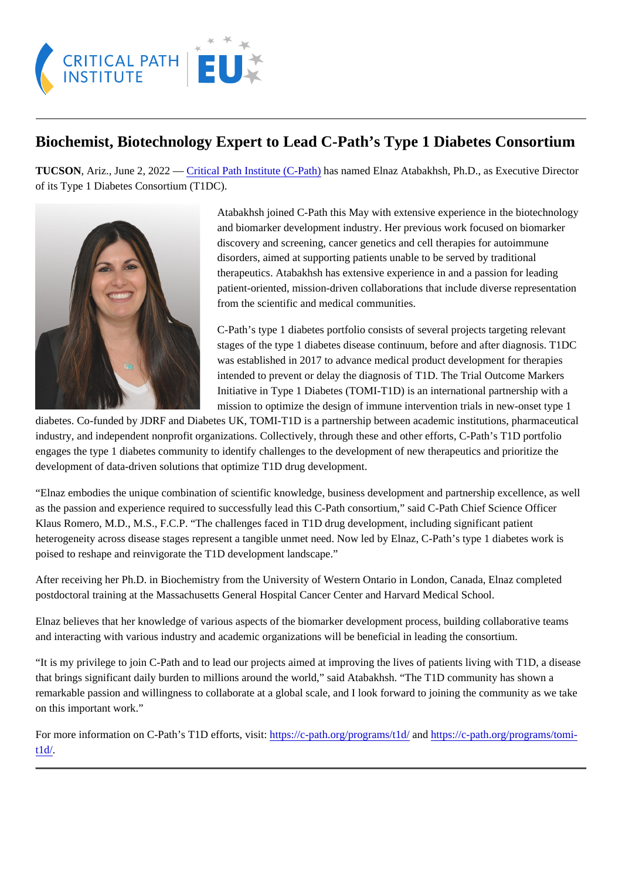# Biochemist, Biotechnology Expert to Lead C-Path's Type 1 Diabetes Consortium

**TUCSON**, Ariz., June 2, 2022 — [Critical Path Institute (C-Path)] has named Elnaz Atabakhsh, Ph.D., as Executive Director of its Type 1 Diabetes Consortium (T1DC).

Atabakhsh joined C-Path this May with extensive experience in the biotechnology and biomarker development industry. Her previous work focused on biomarker discovery and screening, cancer genetics and cell therapies for autoimmune disorders, aimed at supporting patients unable to be served by traditional therapeutics. Atabakhsh has extensive experience in and a passion for leading patient-oriented, mission-driven collaborations that include diverse representation from the scientific and medical communities.

C-Path's type 1 diabetes portfolio consists of several projects targeting relevant stages of the type 1 diabetes disease continuum, before and after diagnosis. T1DC was established in 2017 to advance medical product development for therapies intended to prevent or delay the diagnosis of T1D. The Trial Outcome Markers Initiative in Type 1 Diabetes (TOMI-T1D) is an international partnership with a mission to optimize the design of immune intervention trials in new-onset type 1 diabetes. Co-funded by JDRF and Diabetes UK, TOMI-T1D is a partnership between academic institutions, pharmaceutical industry, and independent nonprofit organizations. Collectively, through these and other efforts, C-Path's T1D portfolio engages the type 1 diabetes community to identify challenges to the development of new therapeutics and prioritize the development of data-driven solutions that optimize T1D drug development.

"Elnaz embodies the unique combination of scientific knowledge, business development and partnership excellence, as well as the passion and experience required to successfully lead this C-Path consortium," said C-Path Chief Science Officer Klaus Romero, M.D., M.S., F.C.P. "The challenges faced in T1D drug development, including significant patient heterogeneity across disease stages represent a tangible unmet need. Now led by Elnaz, C-Path's type 1 diabetes work is poised to reshape and reinvigorate the T1D development landscape."

After receiving her Ph.D. in Biochemistry from the University of Western Ontario in London, Canada, Elnaz completed postdoctoral training at the Massachusetts General Hospital Cancer Center and Harvard Medical School.

Elnaz believes that her knowledge of various aspects of the biomarker development process, building collaborative teams and interacting with various industry and academic organizations will be beneficial in leading the consortium.

"It is my privilege to join C-Path and to lead our projects aimed at improving the lives of patients living with T1D, a disease that brings significant daily burden to millions around the world," said Atabakhsh. "The T1D community has shown a remarkable passion and willingness to collaborate at a global scale, and I look forward to joining the community as we take on this important work."

For more information on C-Path's T1D efforts, visit: https://c-path.org/programs/t1d/ and https://c-path.org/programs/tomi-t1d/.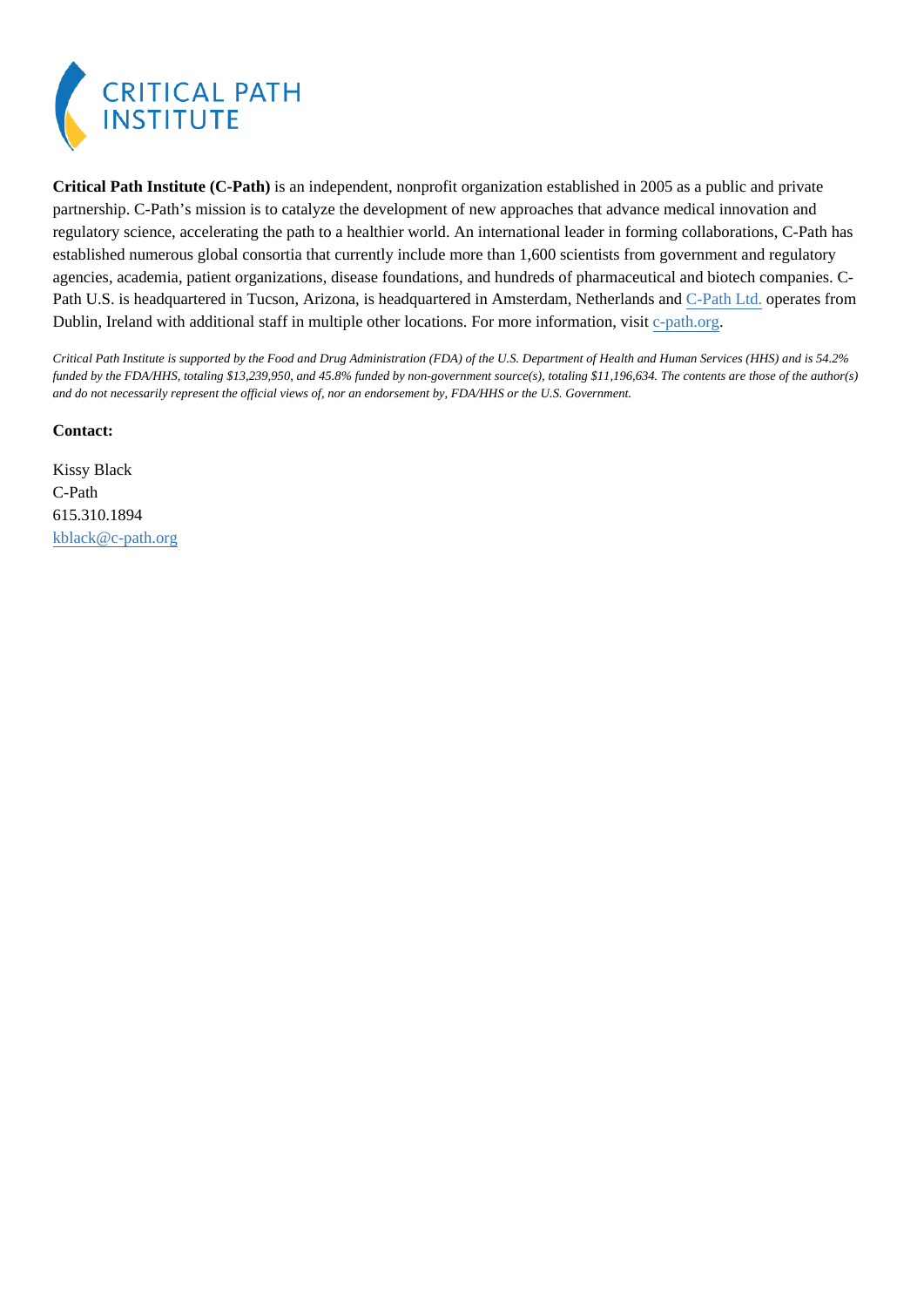**Critical Path Institute (C-Path)** is an independent, nonprofit organization established in 2005 as a public and private partnership. C-Path's mission is to catalyze the development of new approaches that advance medical innovation and regulatory science, accelerating the path to a healthier world. An international leader in forming collaborations, C-Path has established numerous global consortia that currently include more than 1,600 scientists from government and regulatory agencies, academia, patient organizations, disease foundations, and hundreds of pharmaceutical and biotech companies. C-Path U.S. is headquartered in Tucson, Arizona, is headquartered in Amsterdam, Netherlands and C-Path Ltd. operates from Dublin, Ireland with additional staff in multiple other locations. For more information, visit c-path.org.

*Critical Path Institute is supported by the Food and Drug Administration (FDA) of the U.S. Department of Health and Human Services (HHS) and is 54.2% funded by the FDA/HHS, totaling $13,239,950, and 45.8% funded by non-government source(s), totaling $11,196,634. The contents are those of the author(s) and do not necessarily represent the official views of, nor an endorsement by, FDA/HHS or the U.S. Government.*

**Contact:**

Kissy Black
C-Path
615.310.1894
kblack@c-path.org